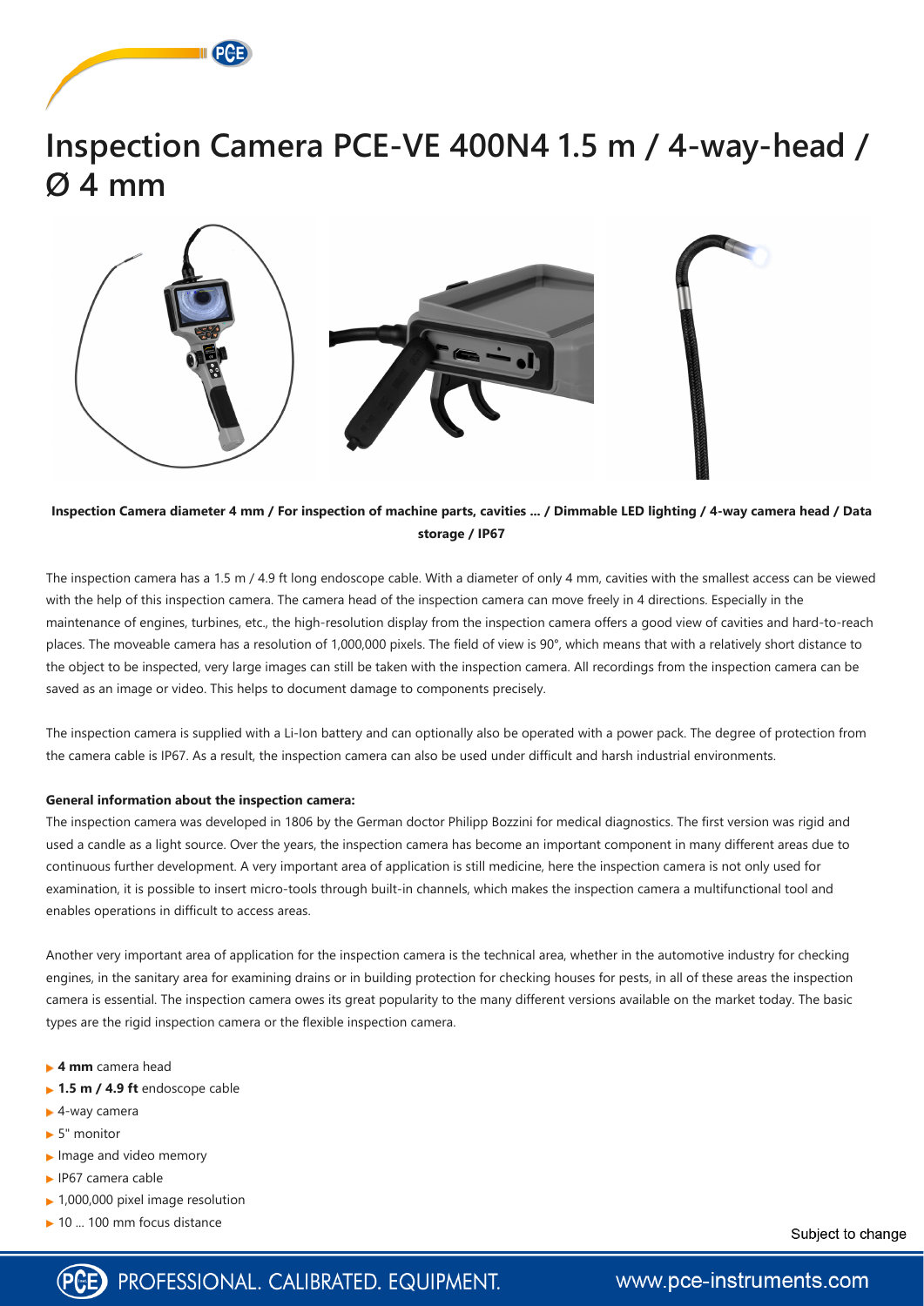# Inspection Camera PCE-VE 400N4 1.5 m / 4-way-head / Ø 4 mm

**Inspection Camera diameter 4 mm / For inspection of machine parts, cavities ... / Dimmable LED lighting / 4-way camera head / Data storage / IP67**

The inspection camera has a 1.5 m / 4.9 ft long endoscope cable. With a diameter of only 4 mm, cavities with the smallest access can be viewed with the help of this inspection camera. The camera head of the inspection camera can move freely in 4 directions. Especially in the maintenance of engines, turbines, etc., the high-resolution display from the inspection camera offers a good view of cavities and hard-to-reach places. The moveable camera has a resolution of 1,000,000 pixels. The field of view is 90°, which means that with a relatively short distance to the object to be inspected, very large images can still be taken with the inspection camera. All recordings from the inspection camera can be saved as an image or video. This helps to document damage to components precisely.

The inspection camera is supplied with a Li-Ion battery and can optionally also be operated with a power pack. The degree of protection from the camera cable is IP67. As a result, the inspection camera can also be used under difficult and harsh industrial environments.

**General information about the inspection camera:**

The inspection camera was developed in 1806 by the German doctor Philipp Bozzini for medical diagnostics. The first version was rigid and used a candle as a light source. Over the years, the inspection camera has become an important component in many different areas due to continuous further development. A very important area of application is still medicine, here the inspection camera is not only used for examination, it is possible to insert micro-tools through built-in channels, which makes the inspection camera a multifunctional tool and enables operations in difficult to access areas.

Another very important area of application for the inspection camera is the technical area, whether in the automotive industry for checking engines, in the sanitary area for examining drains or in building protection for checking houses for pests, in all of these areas the inspection camera is essential. The inspection camera owes its great popularity to the many different versions available on the market today. The basic types are the rigid inspection camera or the flexible inspection camera.

- **4 mm** camera head
- **1.5 m / 4.9 ft** endoscope cable
- 4-way camera
- 5" monitor
- Image and video memory
- IP67 camera cable
- 1,000,000 pixel image resolution
- 10 ... 100 mm focus distance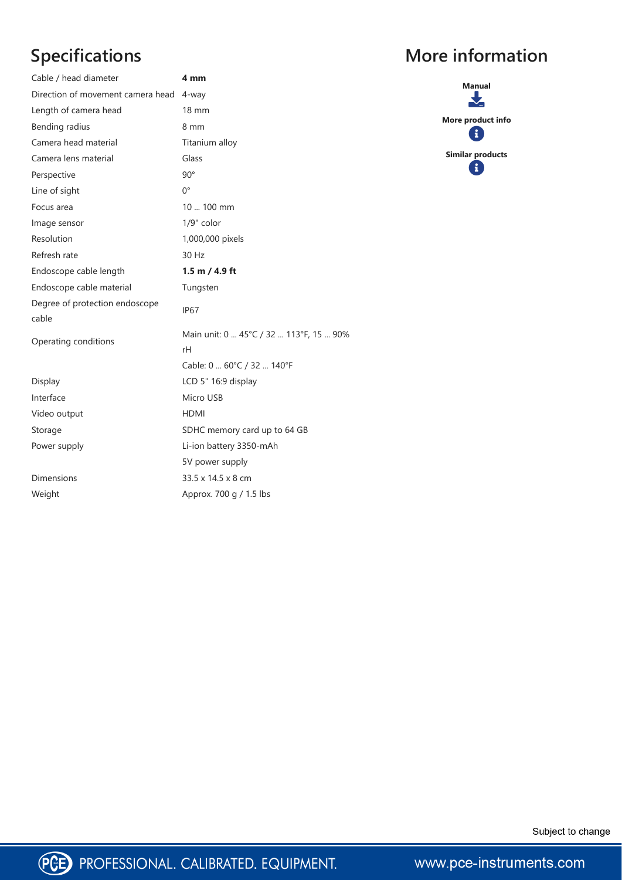## Specifications

| | |
|---|---|
| Cable / head diameter | **4 mm** |
| Direction of movement camera head | 4-way |
| Length of camera head | 18 mm |
| Bending radius | 8 mm |
| Camera head material | Titanium alloy |
| Camera lens material | Glass |
| Perspective | 90° |
| Line of sight | 0° |
| Focus area | 10 ... 100 mm |
| Image sensor | 1/9" color |
| Resolution | 1,000,000 pixels |
| Refresh rate | 30 Hz |
| Endoscope cable length | **1.5 m / 4.9 ft** |
| Endoscope cable material | Tungsten |
| Degree of protection endoscope cable | IP67 |
| Operating conditions | Main unit: 0 ... 45°C / 32 ... 113°F, 15 ... 90% rH<br>Cable: 0 ... 60°C / 32 ... 140°F |
| Display | LCD 5" 16:9 display |
| Interface | Micro USB |
| Video output | HDMI |
| Storage | SDHC memory card up to 64 GB |
| Power supply | Li-ion battery 3350-mAh<br>5V power supply |
| Dimensions | 33.5 x 14.5 x 8 cm |
| Weight | Approx. 700 g / 1.5 lbs |

## More information

**Manual**

**More product info**

**Similar products**

Subject to change

PROFESSIONAL. CALIBRATED. EQUIPMENT.

www.pce-instruments.com